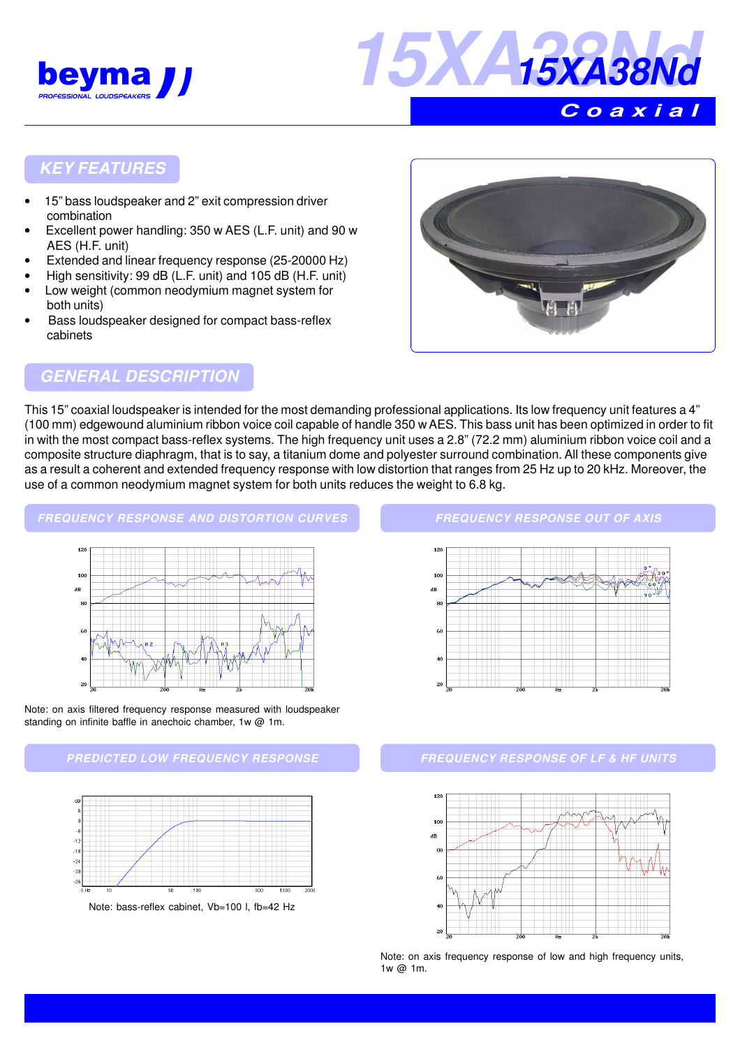# 15XA38Nd

## Coaxial

## KEY FEATURES

- 15" bass loudspeaker and 2" exit compression driver combination
- Excellent power handling: 350 w AES (L.F. unit) and 90 w AES (H.F. unit)
- Extended and linear frequency response (25-20000 Hz)
- High sensitivity: 99 dB (L.F. unit) and 105 dB (H.F. unit)
- Low weight (common neodymium magnet system for both units)
- Bass loudspeaker designed for compact bass-reflex cabinets

## GENERAL DESCRIPTION

This 15" coaxial loudspeaker is intended for the most demanding professional applications. Its low frequency unit features a 4" (100 mm) edgewound aluminium ribbon voice coil capable of handle 350 w AES. This bass unit has been optimized in order to fit in with the most compact bass-reflex systems. The high frequency unit uses a 2.8" (72.2 mm) aluminium ribbon voice coil and a composite structure diaphragm, that is to say, a titanium dome and polyester surround combination. All these components give as a result a coherent and extended frequency response with low distortion that ranges from 25 Hz up to 20 kHz. Moreover, the use of a common neodymium magnet system for both units reduces the weight to 6.8 kg.

## FREQUENCY RESPONSE AND DISTORTION CURVES

120
100
dB
80
60
40
20
H2
H3
20
200
Hz
2k
20k

Note: on axis filtered frequency response measured with loudspeaker standing on infinite baffle in anechoic chamber, 1w @ 1m.

## FREQUENCY RESPONSE OUT OF AXIS

120
100
dB
80
60
40
20
0°
30°
60°
90°
20
200
Hz
2k
20k

## PREDICTED LOW FREQUENCY RESPONSE

dB
6
0
-6
-12
-18
-24
-30
-36
5 Hz
10
50
100
500
1000
2000

Note: bass-reflex cabinet, Vb=100 l, fb=42 Hz

## FREQUENCY RESPONSE OF LF & HF UNITS

120
100
dB
80
60
40
20
20
200
Hz
2k
20k

Note: on axis frequency response of low and high frequency units, 1w @ 1m.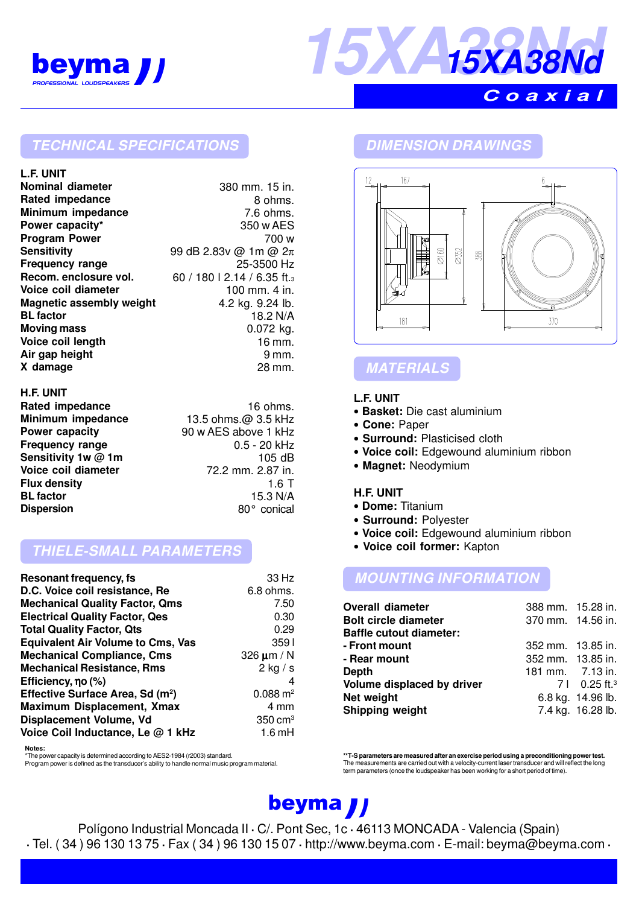# 15XA38Nd

**Coaxial**

## TECHNICAL SPECIFICATIONS

**L.F. UNIT**

| | |
|---|---|
| **Nominal diameter** | 380 mm. 15 in. |
| **Rated impedance** | 8 ohms. |
| **Minimum impedance** | 7.6 ohms. |
| **Power capacity*** | 350 w AES |
| **Program Power** | 700 w |
| **Sensitivity** | 99 dB 2.83v @ 1m @ 2π |
| **Frequency range** | 25-3500 Hz |
| **Recom. enclosure vol.** | 60 / 180 l 2.14 / 6.35 ft.³ |
| **Voice coil diameter** | 100 mm. 4 in. |
| **Magnetic assembly weight** | 4.2 kg. 9.24 lb. |
| **BL factor** | 18.2 N/A |
| **Moving mass** | 0.072 kg. |
| **Voice coil length** | 16 mm. |
| **Air gap height** | 9 mm. |
| **X damage** | 28 mm. |

**H.F. UNIT**

| | |
|---|---|
| **Rated impedance** | 16 ohms. |
| **Minimum impedance** | 13.5 ohms.@ 3.5 kHz |
| **Power capacity** | 90 w AES above 1 kHz |
| **Frequency range** | 0.5 - 20 kHz |
| **Sensitivity 1w @ 1m** | 105 dB |
| **Voice coil diameter** | 72.2 mm. 2.87 in. |
| **Flux density** | 1.6 T |
| **BL factor** | 15.3 N/A |
| **Dispersion** | 80° conical |

## THIELE-SMALL PARAMETERS

| | |
|---|---|
| **Resonant frequency, fs** | 33 Hz |
| **D.C. Voice coil resistance, Re** | 6.8 ohms. |
| **Mechanical Quality Factor, Qms** | 7.50 |
| **Electrical Quality Factor, Qes** | 0.30 |
| **Total Quality Factor, Qts** | 0.29 |
| **Equivalent Air Volume to Cms, Vas** | 359 l |
| **Mechanical Compliance, Cms** | 326 µm / N |
| **Mechanical Resistance, Rms** | 2 kg / s |
| **Efficiency, ηo (%)** | 4 |
| **Effective Surface Area, Sd (m²)** | 0.088 m² |
| **Maximum Displacement, Xmax** | 4 mm |
| **Displacement Volume, Vd** | 350 cm³ |
| **Voice Coil Inductance, Le @ 1 kHz** | 1.6 mH |

**Notes:**
*The power capacity is determined according to AES2-1984 (r2003) standard.
Program power is defined as the transducer's ability to handle normal music program material.

## DIMENSION DRAWINGS

12
167
6
Ø160
Ø352
388
181
370

## MATERIALS

**L.F. UNIT**

- **Basket:** Die cast aluminium
- **Cone:** Paper
- **Surround:** Plasticised cloth
- **Voice coil:** Edgewound aluminium ribbon
- **Magnet:** Neodymium

**H.F. UNIT**

- **Dome:** Titanium
- **Surround:** Polyester
- **Voice coil:** Edgewound aluminium ribbon
- **Voice coil former:** Kapton

## MOUNTING INFORMATION

| | | |
|---|---|---|
| **Overall diameter** | 388 mm. | 15.28 in. |
| **Bolt circle diameter** | 370 mm. | 14.56 in. |
| **Baffle cutout diameter:** | | |
| **- Front mount** | 352 mm. | 13.85 in. |
| **- Rear mount** | 352 mm. | 13.85 in. |
| **Depth** | 181 mm. | 7.13 in. |
| **Volume displaced by driver** | 7 l | 0.25 ft.³ |
| **Net weight** | 6.8 kg. | 14.96 lb. |
| **Shipping weight** | 7.4 kg. | 16.28 lb. |

**T-S parameters are measured after an exercise period using a preconditioning power test.** The measurements are carried out with a velocity-current laser transducer and will reflect the long term parameters (once the loudspeaker has been working for a short period of time).

Polígono Industrial Moncada II · C/. Pont Sec, 1c · 46113 MONCADA - Valencia (Spain)
· Tel. ( 34 ) 96 130 13 75 · Fax ( 34 ) 96 130 15 07 · http://www.beyma.com · E-mail: beyma@beyma.com ·